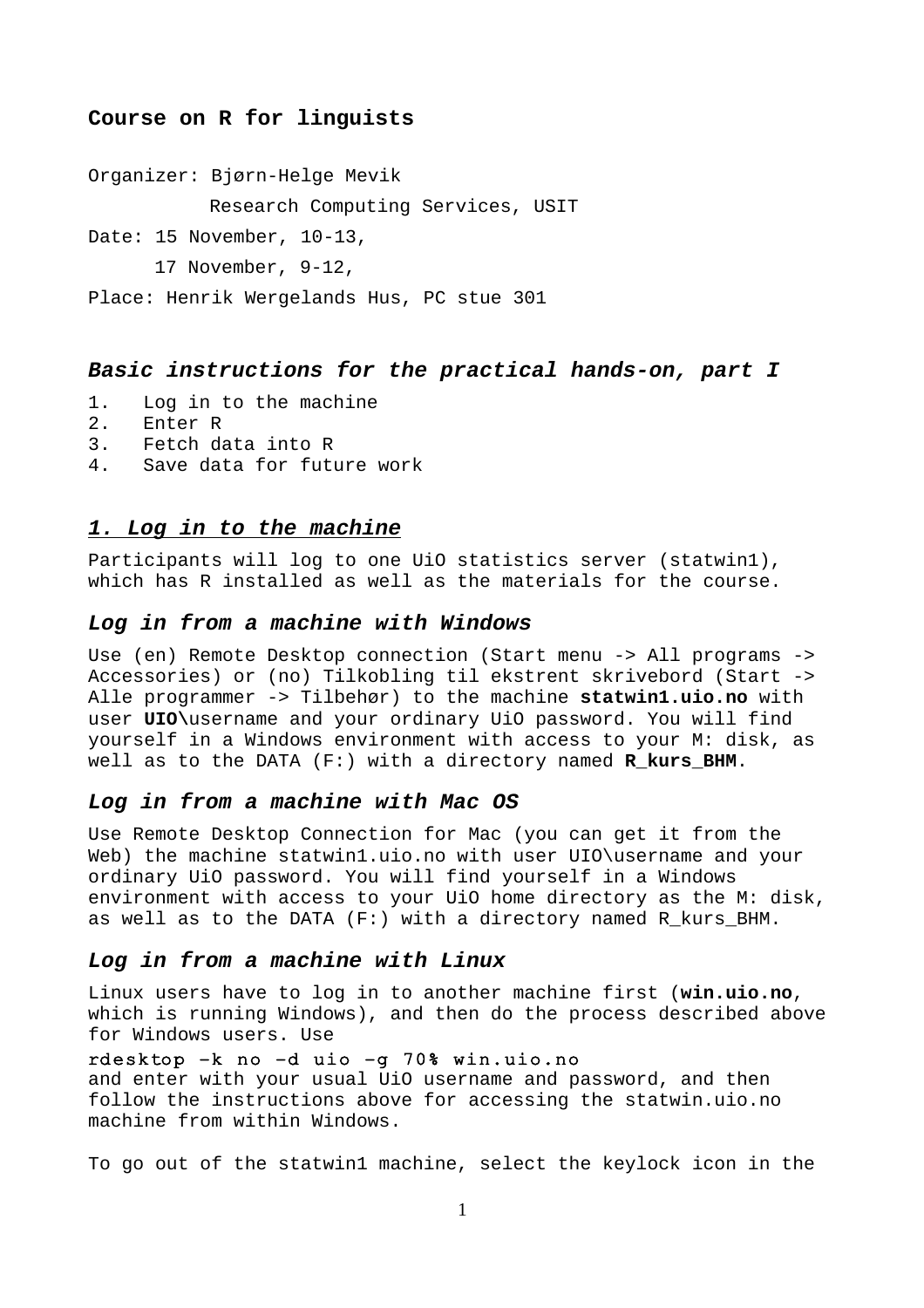**Course on R for linguists**

Organizer: Bjørn-Helge Mevik
Research Computing Services, USIT

Date: 15 November, 10-13,
17 November, 9-12,

Place: Henrik Wergelands Hus, PC stue 301

### ***Basic instructions for the practical hands-on, part I***

1. Log in to the machine
2. Enter R
3. Fetch data into R
4. Save data for future work

## ***1. Log in to the machine***

Participants will log to one UiO statistics server (statwin1), which has R installed as well as the materials for the course.

### ***Log in from a machine with Windows***

Use (en) Remote Desktop connection (Start menu -> All programs -> Accessories) or (no) Tilkobling til ekstrent skrivebord (Start -> Alle programmer -> Tilbehør) to the machine **statwin1.uio.no** with user **UIO\**username and your ordinary UiO password. You will find yourself in a Windows environment with access to your M: disk, as well as to the DATA (F:) with a directory named **R_kurs_BHM**.

### ***Log in from a machine with Mac OS***

Use Remote Desktop Connection for Mac (you can get it from the Web) the machine statwin1.uio.no with user UIO\username and your ordinary UiO password. You will find yourself in a Windows environment with access to your UiO home directory as the M: disk, as well as to the DATA (F:) with a directory named R_kurs_BHM.

### ***Log in from a machine with Linux***

Linux users have to log in to another machine first (**win.uio.no**, which is running Windows), and then do the process described above for Windows users. Use

```
rdesktop -k no -d uio -g 70% win.uio.no
```

and enter with your usual UiO username and password, and then follow the instructions above for accessing the statwin.uio.no machine from within Windows.

To go out of the statwin1 machine, select the keylock icon in the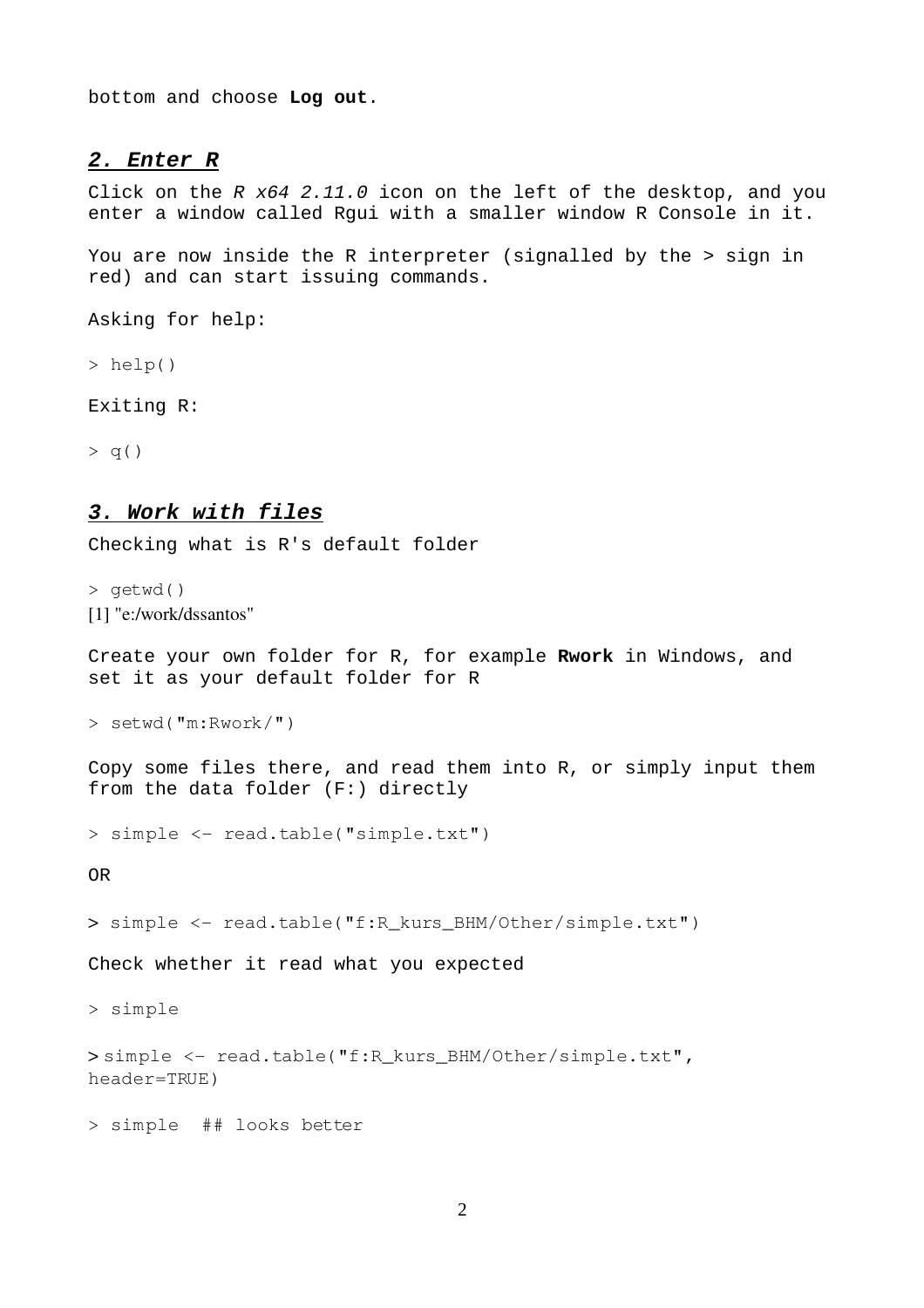bottom and choose **Log out**.

## *2. Enter R*

Click on the *R x64 2.11.0* icon on the left of the desktop, and you enter a window called Rgui with a smaller window R Console in it.

You are now inside the R interpreter (signalled by the > sign in red) and can start issuing commands.

Asking for help:

```
> help()
```

Exiting R:

```
> q()
```

## *3. Work with files*

Checking what is R's default folder

```
> getwd()
[1] "e:/work/dssantos"
```

Create your own folder for R, for example **Rwork** in Windows, and set it as your default folder for R

```
> setwd("m:Rwork/")
```

Copy some files there, and read them into R, or simply input them from the data folder (F:) directly

```
> simple <- read.table("simple.txt")
```

OR

```
> simple <- read.table("f:R_kurs_BHM/Other/simple.txt")
```

Check whether it read what you expected

```
> simple
```

```
> simple <- read.table("f:R_kurs_BHM/Other/simple.txt",
header=TRUE)
```

```
> simple  ## looks better
```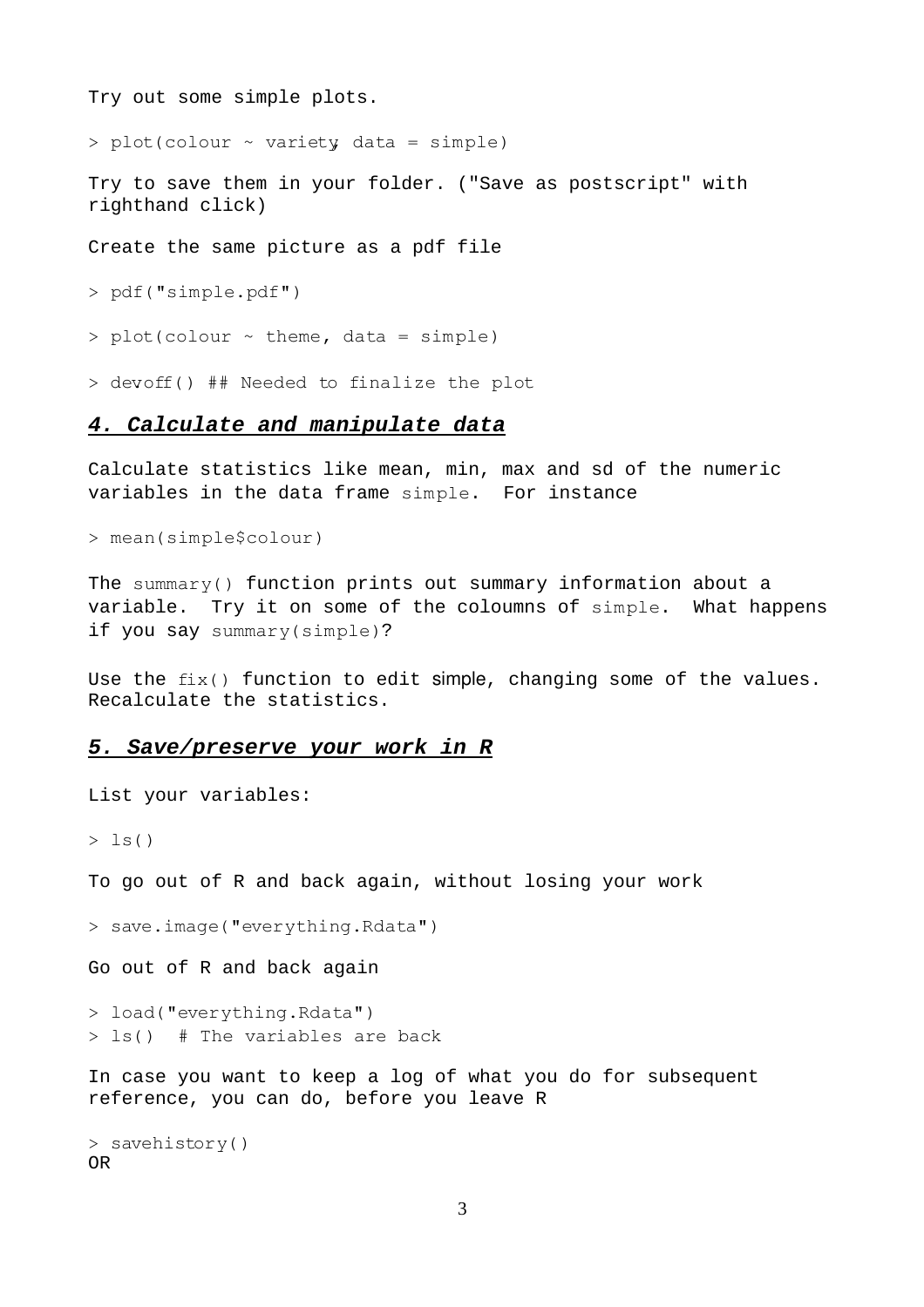Try out some simple plots.

```
> plot(colour ~ variety, data = simple)
```

Try to save them in your folder. ("Save as postscript" with righthand click)

Create the same picture as a pdf file

```
> pdf("simple.pdf")

> plot(colour ~ theme, data = simple)

> dev.off() ## Needed to finalize the plot
```

## ***4. Calculate and manipulate data***

Calculate statistics like mean, min, max and sd of the numeric variables in the data frame `simple`. For instance

```
> mean(simple$colour)
```

The `summary()` function prints out summary information about a variable. Try it on some of the coloumns of `simple`. What happens if you say `summary(simple)`?

Use the `fix()` function to edit simple, changing some of the values. Recalculate the statistics.

## ***5. Save/preserve your work in R***

List your variables:

```
> ls()
```

To go out of R and back again, without losing your work

```
> save.image("everything.Rdata")
```

Go out of R and back again

```
> load("everything.Rdata")
> ls()  # The variables are back
```

In case you want to keep a log of what you do for subsequent reference, you can do, before you leave R

```
> savehistory()
```

OR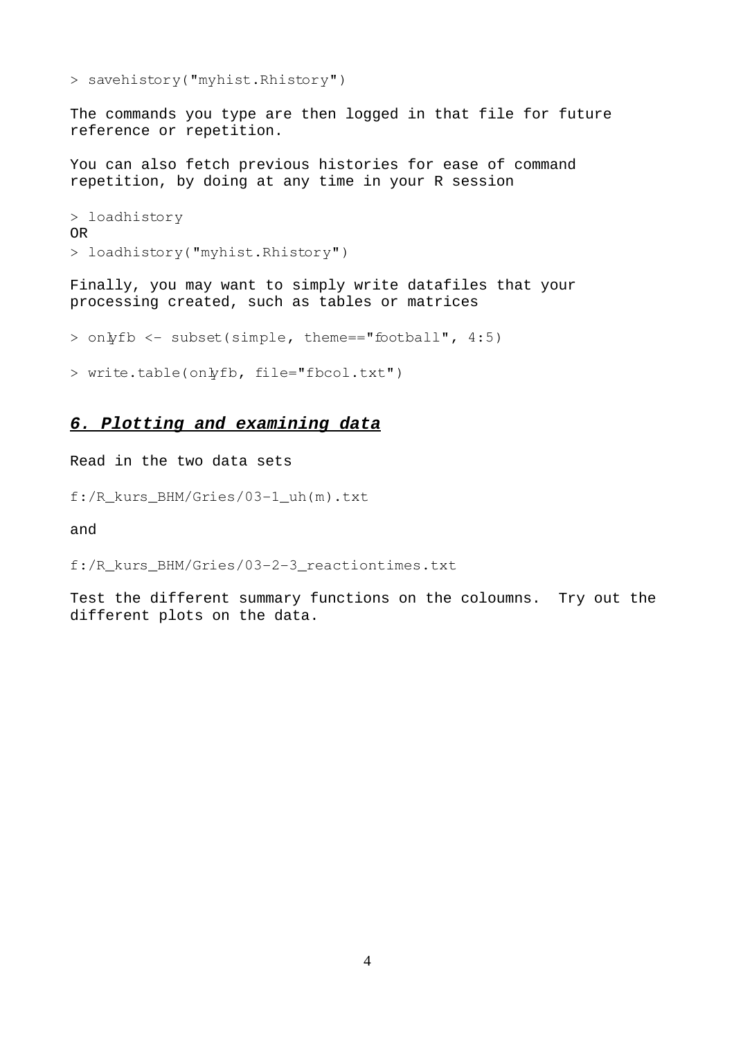```
> savehistory("myhist.Rhistory")
```

The commands you type are then logged in that file for future reference or repetition.

You can also fetch previous histories for ease of command repetition, by doing at any time in your R session

```
> loadhistory
```

OR

```
> loadhistory("myhist.Rhistory")
```

Finally, you may want to simply write datafiles that your processing created, such as tables or matrices

```
> onlyfb <- subset(simple, theme=="football", 4:5)

> write.table(onlyfb, file="fbcol.txt")
```

## ***6. Plotting and examining data***

Read in the two data sets

```
f:/R_kurs_BHM/Gries/03-1_uh(m).txt
```

and

```
f:/R_kurs_BHM/Gries/03-2-3_reactiontimes.txt
```

Test the different summary functions on the coloumns. Try out the different plots on the data.